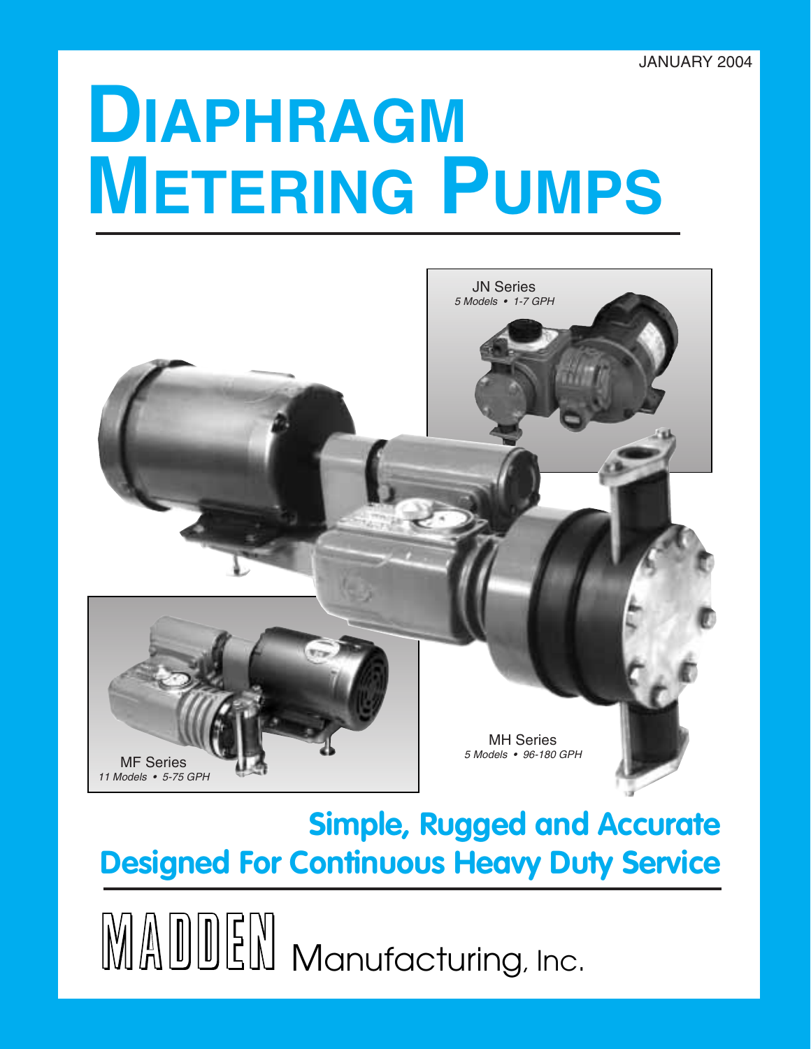JANUARY 2004

# Diaphragm Metering Pumps

JN Series
*5 Models • 1-7 GPH*

MF Series
*11 Models • 5-75 GPH*

MH Series
*5 Models • 96-180 GPH*

## Simple, Rugged and Accurate
## Designed For Continuous Heavy Duty Service

MADDEN Manufacturing, Inc.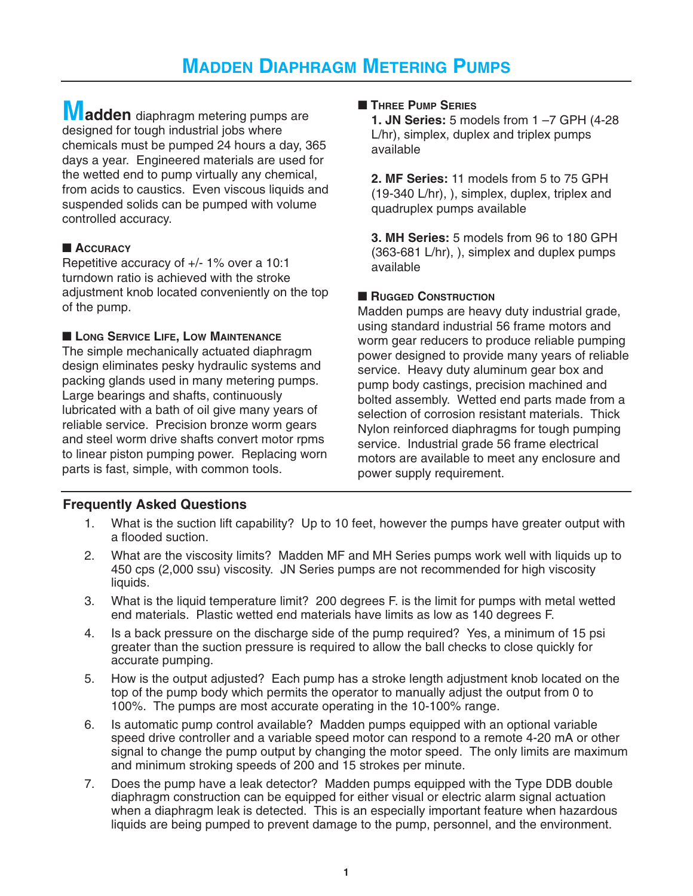# Madden Diaphragm Metering Pumps

**Madden** diaphragm metering pumps are designed for tough industrial jobs where chemicals must be pumped 24 hours a day, 365 days a year. Engineered materials are used for the wetted end to pump virtually any chemical, from acids to caustics. Even viscous liquids and suspended solids can be pumped with volume controlled accuracy.

## Accuracy

Repetitive accuracy of +/- 1% over a 10:1 turndown ratio is achieved with the stroke adjustment knob located conveniently on the top of the pump.

## Long Service Life, Low Maintenance

The simple mechanically actuated diaphragm design eliminates pesky hydraulic systems and packing glands used in many metering pumps. Large bearings and shafts, continuously lubricated with a bath of oil give many years of reliable service. Precision bronze worm gears and steel worm drive shafts convert motor rpms to linear piston pumping power. Replacing worn parts is fast, simple, with common tools.

## Three Pump Series

**1. JN Series:** 5 models from 1 –7 GPH (4-28 L/hr), simplex, duplex and triplex pumps available

**2. MF Series:** 11 models from 5 to 75 GPH (19-340 L/hr), ), simplex, duplex, triplex and quadruplex pumps available

**3. MH Series:** 5 models from 96 to 180 GPH (363-681 L/hr), ), simplex and duplex pumps available

## Rugged Construction

Madden pumps are heavy duty industrial grade, using standard industrial 56 frame motors and worm gear reducers to produce reliable pumping power designed to provide many years of reliable service. Heavy duty aluminum gear box and pump body castings, precision machined and bolted assembly. Wetted end parts made from a selection of corrosion resistant materials. Thick Nylon reinforced diaphragms for tough pumping service. Industrial grade 56 frame electrical motors are available to meet any enclosure and power supply requirement.

## Frequently Asked Questions

1. What is the suction lift capability? Up to 10 feet, however the pumps have greater output with a flooded suction.
2. What are the viscosity limits? Madden MF and MH Series pumps work well with liquids up to 450 cps (2,000 ssu) viscosity. JN Series pumps are not recommended for high viscosity liquids.
3. What is the liquid temperature limit? 200 degrees F. is the limit for pumps with metal wetted end materials. Plastic wetted end materials have limits as low as 140 degrees F.
4. Is a back pressure on the discharge side of the pump required? Yes, a minimum of 15 psi greater than the suction pressure is required to allow the ball checks to close quickly for accurate pumping.
5. How is the output adjusted? Each pump has a stroke length adjustment knob located on the top of the pump body which permits the operator to manually adjust the output from 0 to 100%. The pumps are most accurate operating in the 10-100% range.
6. Is automatic pump control available? Madden pumps equipped with an optional variable speed drive controller and a variable speed motor can respond to a remote 4-20 mA or other signal to change the pump output by changing the motor speed. The only limits are maximum and minimum stroking speeds of 200 and 15 strokes per minute.
7. Does the pump have a leak detector? Madden pumps equipped with the Type DDB double diaphragm construction can be equipped for either visual or electric alarm signal actuation when a diaphragm leak is detected. This is an especially important feature when hazardous liquids are being pumped to prevent damage to the pump, personnel, and the environment.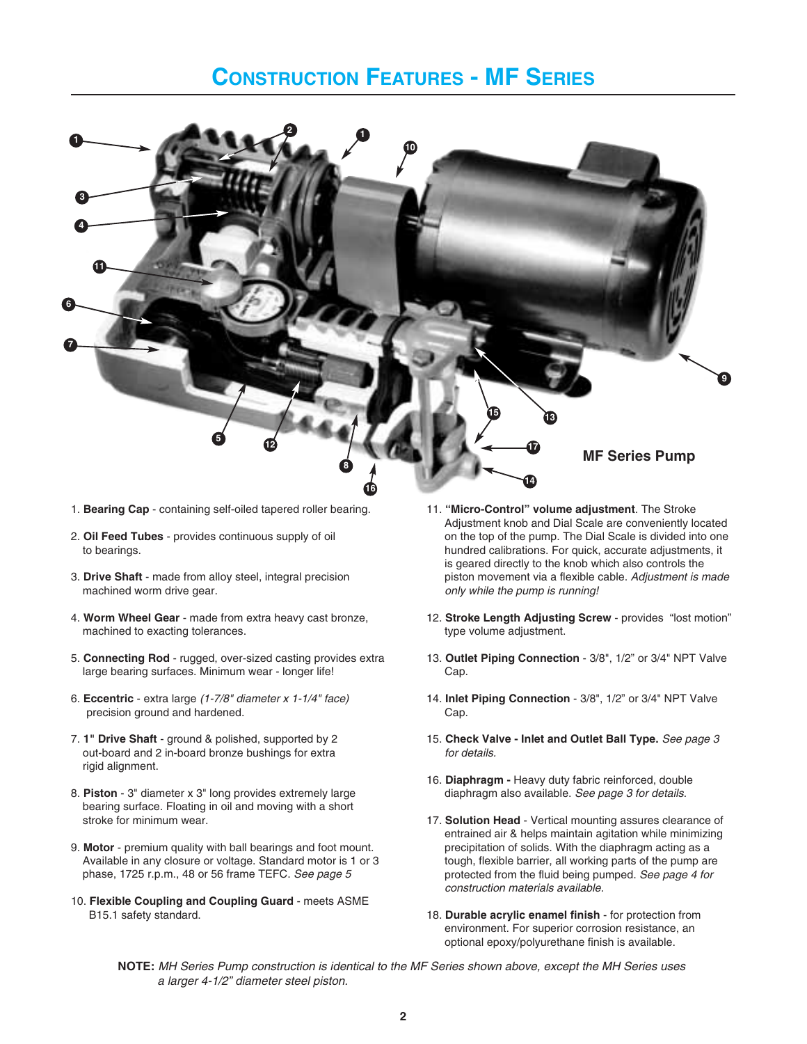# Construction Features - MF Series

MF Series Pump

1. **Bearing Cap** - containing self-oiled tapered roller bearing.

2. **Oil Feed Tubes** - provides continuous supply of oil to bearings.

3. **Drive Shaft** - made from alloy steel, integral precision machined worm drive gear.

4. **Worm Wheel Gear** - made from extra heavy cast bronze, machined to exacting tolerances.

5. **Connecting Rod** - rugged, over-sized casting provides extra large bearing surfaces. Minimum wear - longer life!

6. **Eccentric** - extra large *(1-7/8" diameter x 1-1/4" face)* precision ground and hardened.

7. **1" Drive Shaft** - ground & polished, supported by 2 out-board and 2 in-board bronze bushings for extra rigid alignment.

8. **Piston** - 3" diameter x 3" long provides extremely large bearing surface. Floating in oil and moving with a short stroke for minimum wear.

9. **Motor** - premium quality with ball bearings and foot mount. Available in any closure or voltage. Standard motor is 1 or 3 phase, 1725 r.p.m., 48 or 56 frame TEFC. *See page 5*

10. **Flexible Coupling and Coupling Guard** - meets ASME B15.1 safety standard.

11. **"Micro-Control" volume adjustment**. The Stroke Adjustment knob and Dial Scale are conveniently located on the top of the pump. The Dial Scale is divided into one hundred calibrations. For quick, accurate adjustments, it is geared directly to the knob which also controls the piston movement via a flexible cable. *Adjustment is made only while the pump is running!*

12. **Stroke Length Adjusting Screw** - provides "lost motion" type volume adjustment.

13. **Outlet Piping Connection** - 3/8", 1/2" or 3/4" NPT Valve Cap.

14. **Inlet Piping Connection** - 3/8", 1/2" or 3/4" NPT Valve Cap.

15. **Check Valve - Inlet and Outlet Ball Type.** *See page 3 for details.*

16. **Diaphragm -** Heavy duty fabric reinforced, double diaphragm also available. *See page 3 for details.*

17. **Solution Head** - Vertical mounting assures clearance of entrained air & helps maintain agitation while minimizing precipitation of solids. With the diaphragm acting as a tough, flexible barrier, all working parts of the pump are protected from the fluid being pumped. *See page 4 for construction materials available.*

18. **Durable acrylic enamel finish** - for protection from environment. For superior corrosion resistance, an optional epoxy/polyurethane finish is available.

**NOTE:** *MH Series Pump construction is identical to the MF Series shown above, except the MH Series uses a larger 4-1/2" diameter steel piston.*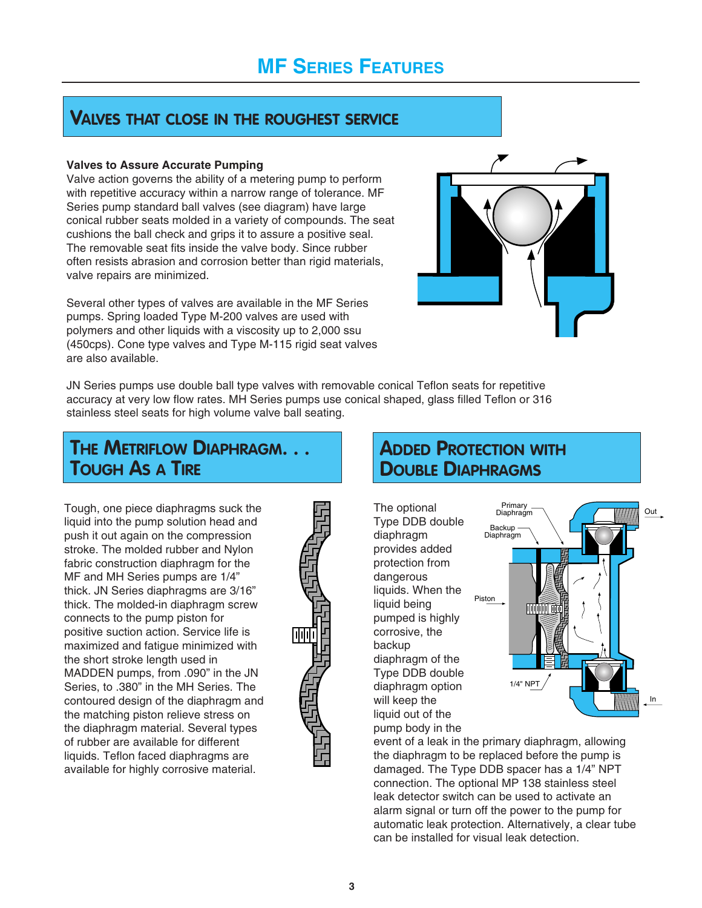# MF Series Features

## Valves that close in the roughest service

**Valves to Assure Accurate Pumping**

Valve action governs the ability of a metering pump to perform with repetitive accuracy within a narrow range of tolerance. MF Series pump standard ball valves (see diagram) have large conical rubber seats molded in a variety of compounds. The seat cushions the ball check and grips it to assure a positive seal. The removable seat fits inside the valve body. Since rubber often resists abrasion and corrosion better than rigid materials, valve repairs are minimized.

Several other types of valves are available in the MF Series pumps. Spring loaded Type M-200 valves are used with polymers and other liquids with a viscosity up to 2,000 ssu (450cps). Cone type valves and Type M-115 rigid seat valves are also available.

JN Series pumps use double ball type valves with removable conical Teflon seats for repetitive accuracy at very low flow rates. MH Series pumps use conical shaped, glass filled Teflon or 316 stainless steel seats for high volume valve ball seating.

## The Metriflow Diaphragm. . . Tough As a Tire

Tough, one piece diaphragms suck the liquid into the pump solution head and push it out again on the compression stroke. The molded rubber and Nylon fabric construction diaphragm for the MF and MH Series pumps are 1/4" thick. JN Series diaphragms are 3/16" thick. The molded-in diaphragm screw connects to the pump piston for positive suction action. Service life is maximized and fatigue minimized with the short stroke length used in MADDEN pumps, from .090" in the JN Series, to .380" in the MH Series. The contoured design of the diaphragm and the matching piston relieve stress on the diaphragm material. Several types of rubber are available for different liquids. Teflon faced diaphragms are available for highly corrosive material.

## Added Protection with Double Diaphragms

The optional Type DDB double diaphragm provides added protection from dangerous liquids. When the liquid being pumped is highly corrosive, the backup diaphragm of the Type DDB double diaphragm option will keep the liquid out of the pump body in the event of a leak in the primary diaphragm, allowing the diaphragm to be replaced before the pump is damaged. The Type DDB spacer has a 1/4" NPT connection. The optional MP 138 stainless steel leak detector switch can be used to activate an alarm signal or turn off the power to the pump for automatic leak protection. Alternatively, a clear tube can be installed for visual leak detection.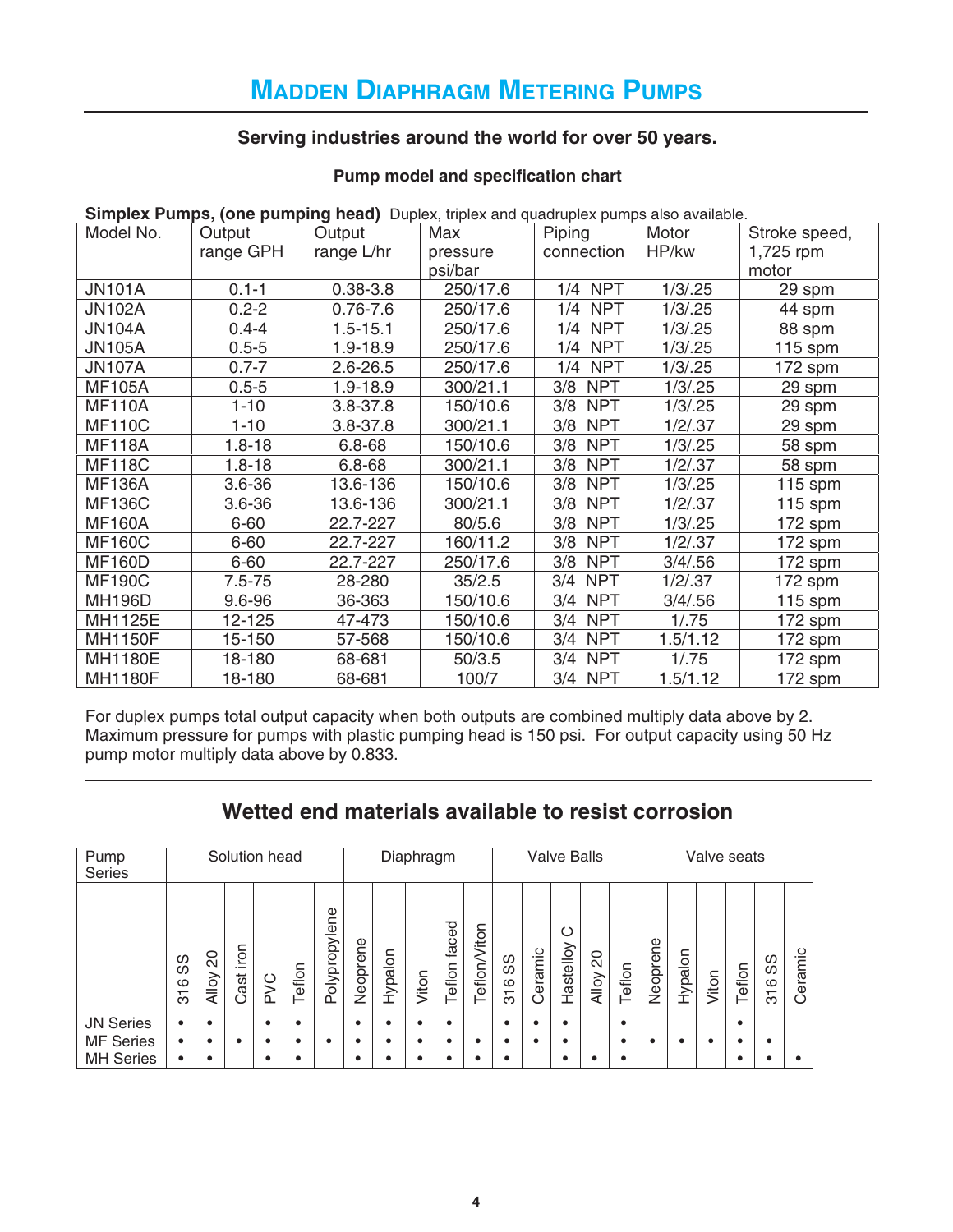# Madden Diaphragm Metering Pumps

### Serving industries around the world for over 50 years.

#### Pump model and specification chart

**Simplex Pumps, (one pumping head)** Duplex, triplex and quadruplex pumps also available.

| Model No. | Output range GPH | Output range L/hr | Max pressure psi/bar | Piping connection | Motor HP/kw | Stroke speed, 1,725 rpm motor |
|---|---|---|---|---|---|---|
| JN101A | 0.1-1 | 0.38-3.8 | 250/17.6 | 1/4 NPT | 1/3/.25 | 29 spm |
| JN102A | 0.2-2 | 0.76-7.6 | 250/17.6 | 1/4 NPT | 1/3/.25 | 44 spm |
| JN104A | 0.4-4 | 1.5-15.1 | 250/17.6 | 1/4 NPT | 1/3/.25 | 88 spm |
| JN105A | 0.5-5 | 1.9-18.9 | 250/17.6 | 1/4 NPT | 1/3/.25 | 115 spm |
| JN107A | 0.7-7 | 2.6-26.5 | 250/17.6 | 1/4 NPT | 1/3/.25 | 172 spm |
| MF105A | 0.5-5 | 1.9-18.9 | 300/21.1 | 3/8 NPT | 1/3/.25 | 29 spm |
| MF110A | 1-10 | 3.8-37.8 | 150/10.6 | 3/8 NPT | 1/3/.25 | 29 spm |
| MF110C | 1-10 | 3.8-37.8 | 300/21.1 | 3/8 NPT | 1/2/.37 | 29 spm |
| MF118A | 1.8-18 | 6.8-68 | 150/10.6 | 3/8 NPT | 1/3/.25 | 58 spm |
| MF118C | 1.8-18 | 6.8-68 | 300/21.1 | 3/8 NPT | 1/2/.37 | 58 spm |
| MF136A | 3.6-36 | 13.6-136 | 150/10.6 | 3/8 NPT | 1/3/.25 | 115 spm |
| MF136C | 3.6-36 | 13.6-136 | 300/21.1 | 3/8 NPT | 1/2/.37 | 115 spm |
| MF160A | 6-60 | 22.7-227 | 80/5.6 | 3/8 NPT | 1/3/.25 | 172 spm |
| MF160C | 6-60 | 22.7-227 | 160/11.2 | 3/8 NPT | 1/2/.37 | 172 spm |
| MF160D | 6-60 | 22.7-227 | 250/17.6 | 3/8 NPT | 3/4/.56 | 172 spm |
| MF190C | 7.5-75 | 28-280 | 35/2.5 | 3/4 NPT | 1/2/.37 | 172 spm |
| MH196D | 9.6-96 | 36-363 | 150/10.6 | 3/4 NPT | 3/4/.56 | 115 spm |
| MH1125E | 12-125 | 47-473 | 150/10.6 | 3/4 NPT | 1/.75 | 172 spm |
| MH1150F | 15-150 | 57-568 | 150/10.6 | 3/4 NPT | 1.5/1.12 | 172 spm |
| MH1180E | 18-180 | 68-681 | 50/3.5 | 3/4 NPT | 1/.75 | 172 spm |
| MH1180F | 18-180 | 68-681 | 100/7 | 3/4 NPT | 1.5/1.12 | 172 spm |

For duplex pumps total output capacity when both outputs are combined multiply data above by 2. Maximum pressure for pumps with plastic pumping head is 150 psi. For output capacity using 50 Hz pump motor multiply data above by 0.833.

## Wetted end materials available to resist corrosion

| Pump Series | Solution head | | | | | | Diaphragm | | | | | Valve Balls | | | | | Valve seats | | | | | |
|---|---|---|---|---|---|---|---|---|---|---|---|---|---|---|---|---|---|---|---|---|---|---|
| | 316 SS | Alloy 20 | Cast iron | PVC | Teflon | Polypropylene | Neoprene | Hypalon | Viton | Teflon faced | Teflon/Viton | 316 SS | Ceramic | Hastelloy C | Alloy 20 | Teflon | Neoprene | Hypalon | Viton | Teflon | 316 SS | Ceramic |
| JN Series | • | • | | • | • | | • | • | • | • | | • | • | • | | • | | | | • | | |
| MF Series | • | • | • | • | • | • | • | • | • | • | • | • | • | • | | • | • | • | • | • | • | |
| MH Series | • | • | | • | • | | • | • | • | • | • | • | | • | • | • | | | | • | • | • |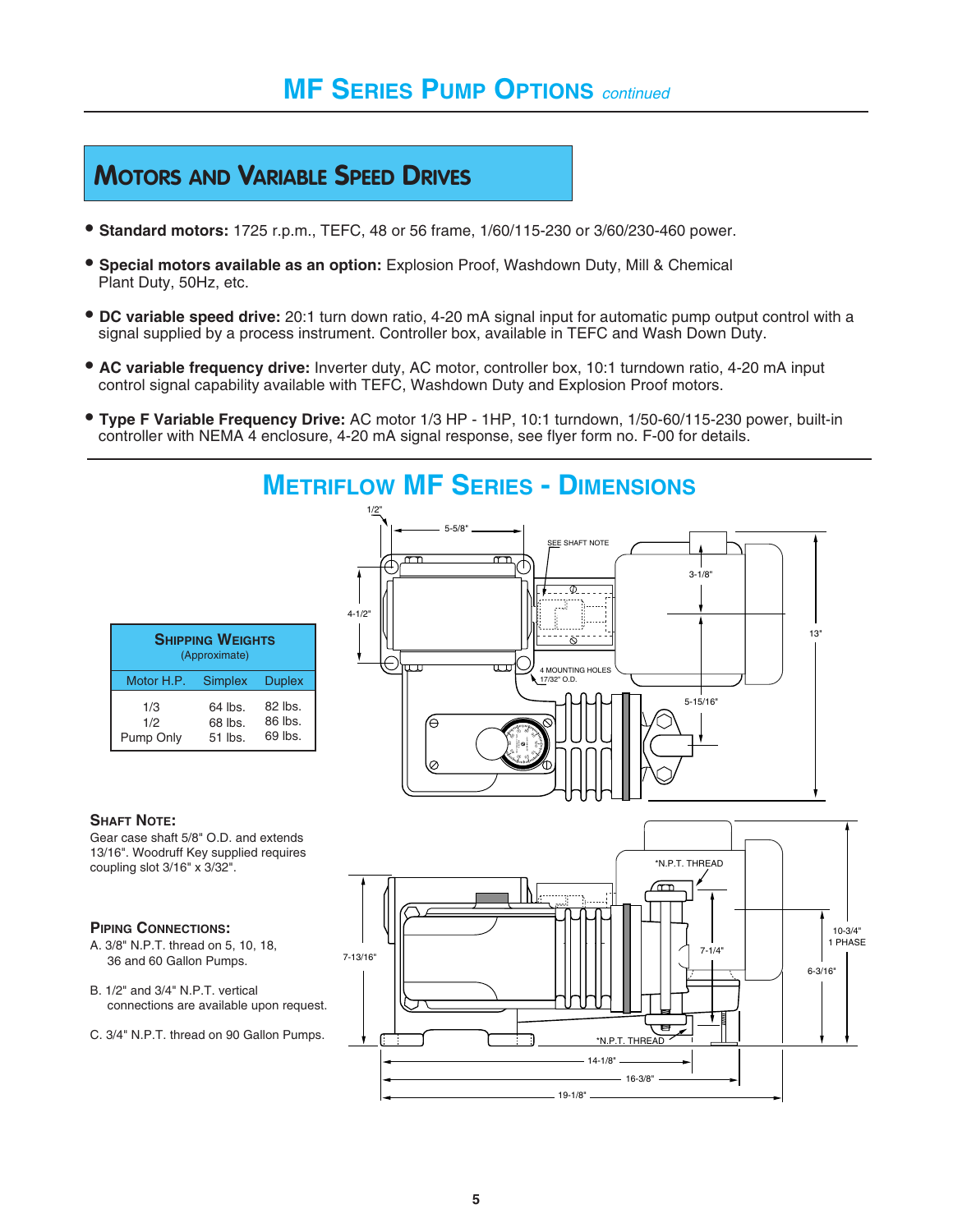# MF Series Pump Options *continued*

## Motors and Variable Speed Drives

- **Standard motors:** 1725 r.p.m., TEFC, 48 or 56 frame, 1/60/115-230 or 3/60/230-460 power.
- **Special motors available as an option:** Explosion Proof, Washdown Duty, Mill & Chemical Plant Duty, 50Hz, etc.
- **DC variable speed drive:** 20:1 turn down ratio, 4-20 mA signal input for automatic pump output control with a signal supplied by a process instrument. Controller box, available in TEFC and Wash Down Duty.
- **AC variable frequency drive:** Inverter duty, AC motor, controller box, 10:1 turndown ratio, 4-20 mA input control signal capability available with TEFC, Washdown Duty and Explosion Proof motors.
- **Type F Variable Frequency Drive:** AC motor 1/3 HP - 1HP, 10:1 turndown, 1/50-60/115-230 power, built-in controller with NEMA 4 enclosure, 4-20 mA signal response, see flyer form no. F-00 for details.

## Metriflow MF Series - Dimensions

**Shipping Weights** (Approximate)

| Motor H.P. | Simplex | Duplex |
|---|---|---|
| 1/3 | 64 lbs. | 82 lbs. |
| 1/2 | 68 lbs. | 86 lbs. |
| Pump Only | 51 lbs. | 69 lbs. |

1/2" · 5-5/8" · SEE SHAFT NOTE · 3-1/8" · 4-1/2" · 13" · 4 MOUNTING HOLES 17/32" O.D. · 5-15/16"

*N.P.T. THREAD · 7-13/16" · 7-1/4" · 10-3/4" 1 PHASE · 6-3/16" · *N.P.T. THREAD · 14-1/8" · 16-3/8" · 19-1/8"

### Shaft Note:

Gear case shaft 5/8" O.D. and extends 13/16". Woodruff Key supplied requires coupling slot 3/16" x 3/32".

### Piping Connections:

A. 3/8" N.P.T. thread on 5, 10, 18, 36 and 60 Gallon Pumps.

B. 1/2" and 3/4" N.P.T. vertical connections are available upon request.

C. 3/4" N.P.T. thread on 90 Gallon Pumps.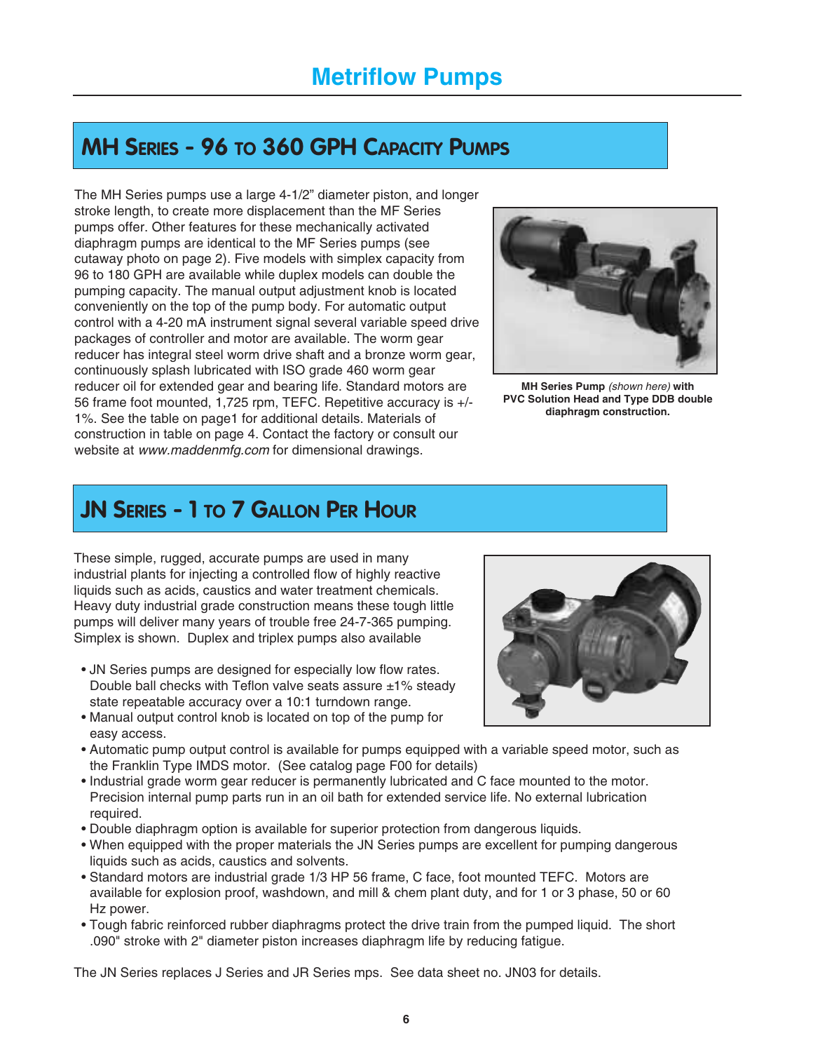# Metriflow Pumps

## MH Series - 96 to 360 GPH Capacity Pumps

The MH Series pumps use a large 4-1/2" diameter piston, and longer stroke length, to create more displacement than the MF Series pumps offer. Other features for these mechanically activated diaphragm pumps are identical to the MF Series pumps (see cutaway photo on page 2). Five models with simplex capacity from 96 to 180 GPH are available while duplex models can double the pumping capacity. The manual output adjustment knob is located conveniently on the top of the pump body. For automatic output control with a 4-20 mA instrument signal several variable speed drive packages of controller and motor are available. The worm gear reducer has integral steel worm drive shaft and a bronze worm gear, continuously splash lubricated with ISO grade 460 worm gear reducer oil for extended gear and bearing life. Standard motors are 56 frame foot mounted, 1,725 rpm, TEFC. Repetitive accuracy is +/- 1%. See the table on page1 for additional details. Materials of construction in table on page 4. Contact the factory or consult our website at *www.maddenmfg.com* for dimensional drawings.

**MH Series Pump** *(shown here)* **with PVC Solution Head and Type DDB double diaphragm construction.**

## JN Series - 1 to 7 Gallon Per Hour

These simple, rugged, accurate pumps are used in many industrial plants for injecting a controlled flow of highly reactive liquids such as acids, caustics and water treatment chemicals. Heavy duty industrial grade construction means these tough little pumps will deliver many years of trouble free 24-7-365 pumping. Simplex is shown. Duplex and triplex pumps also available

- JN Series pumps are designed for especially low flow rates. Double ball checks with Teflon valve seats assure ±1% steady state repeatable accuracy over a 10:1 turndown range.
- Manual output control knob is located on top of the pump for easy access.
- Automatic pump output control is available for pumps equipped with a variable speed motor, such as the Franklin Type IMDS motor. (See catalog page F00 for details)
- Industrial grade worm gear reducer is permanently lubricated and C face mounted to the motor. Precision internal pump parts run in an oil bath for extended service life. No external lubrication required.
- Double diaphragm option is available for superior protection from dangerous liquids.
- When equipped with the proper materials the JN Series pumps are excellent for pumping dangerous liquids such as acids, caustics and solvents.
- Standard motors are industrial grade 1/3 HP 56 frame, C face, foot mounted TEFC. Motors are available for explosion proof, washdown, and mill & chem plant duty, and for 1 or 3 phase, 50 or 60 Hz power.
- Tough fabric reinforced rubber diaphragms protect the drive train from the pumped liquid. The short .090" stroke with 2" diameter piston increases diaphragm life by reducing fatigue.

The JN Series replaces J Series and JR Series mps. See data sheet no. JN03 for details.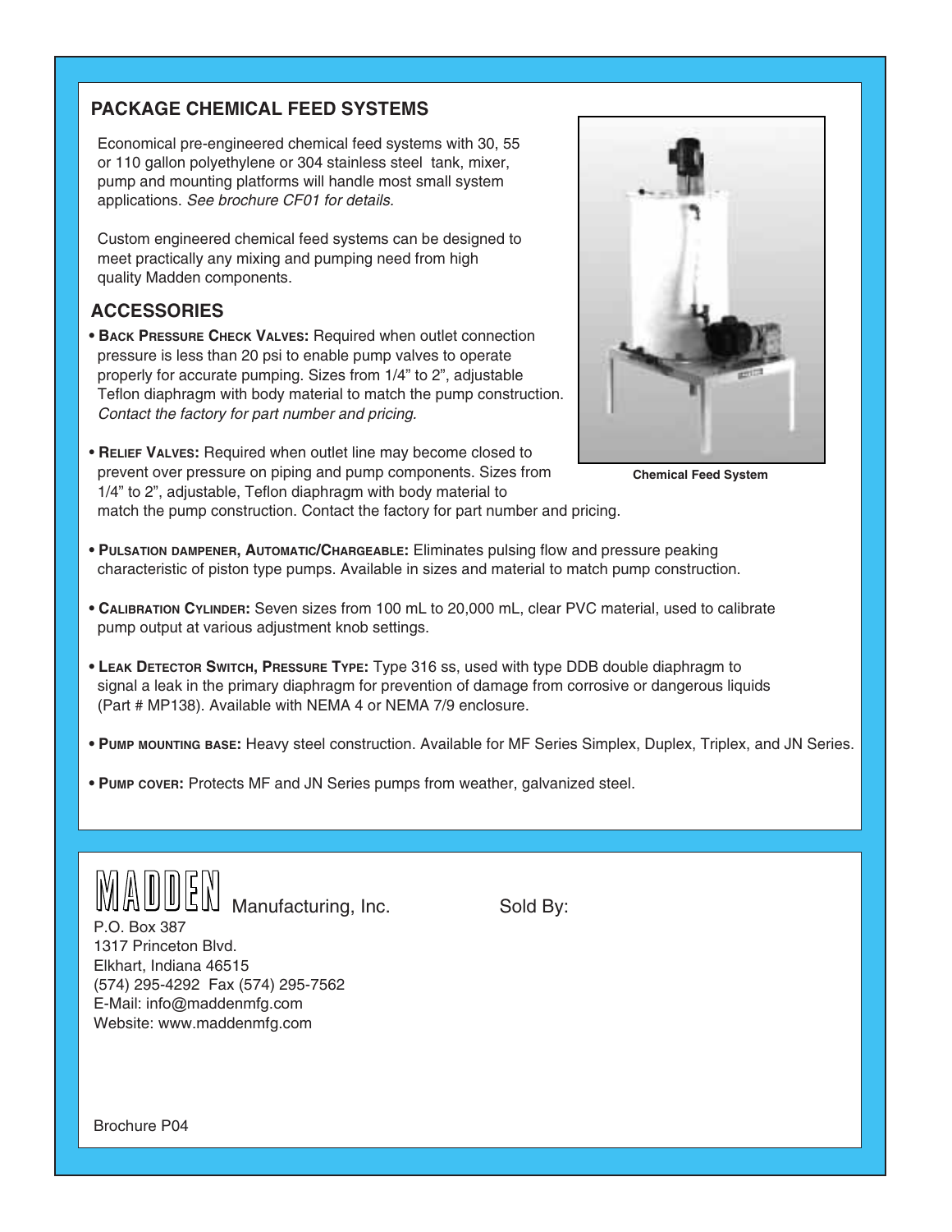## PACKAGE CHEMICAL FEED SYSTEMS

Economical pre-engineered chemical feed systems with 30, 55 or 110 gallon polyethylene or 304 stainless steel tank, mixer, pump and mounting platforms will handle most small system applications. *See brochure CF01 for details.*

Custom engineered chemical feed systems can be designed to meet practically any mixing and pumping need from high quality Madden components.

Chemical Feed System

## ACCESSORIES

- **Back Pressure Check Valves:** Required when outlet connection pressure is less than 20 psi to enable pump valves to operate properly for accurate pumping. Sizes from 1/4” to 2”, adjustable Teflon diaphragm with body material to match the pump construction. *Contact the factory for part number and pricing.*
- **Relief Valves:** Required when outlet line may become closed to prevent over pressure on piping and pump components. Sizes from 1/4” to 2”, adjustable, Teflon diaphragm with body material to match the pump construction. Contact the factory for part number and pricing.
- **Pulsation dampener, Automatic/Chargeable:** Eliminates pulsing flow and pressure peaking characteristic of piston type pumps. Available in sizes and material to match pump construction.
- **Calibration Cylinder:** Seven sizes from 100 mL to 20,000 mL, clear PVC material, used to calibrate pump output at various adjustment knob settings.
- **Leak Detector Switch, Pressure Type:** Type 316 ss, used with type DDB double diaphragm to signal a leak in the primary diaphragm for prevention of damage from corrosive or dangerous liquids (Part # MP138). Available with NEMA 4 or NEMA 7/9 enclosure.
- **Pump mounting base:** Heavy steel construction. Available for MF Series Simplex, Duplex, Triplex, and JN Series.
- **Pump cover:** Protects MF and JN Series pumps from weather, galvanized steel.

MADDEN Manufacturing, Inc.

P.O. Box 387
1317 Princeton Blvd.
Elkhart, Indiana 46515
(574) 295-4292 Fax (574) 295-7562
E-Mail: info@maddenmfg.com
Website: www.maddenmfg.com

Sold By:

Brochure P04